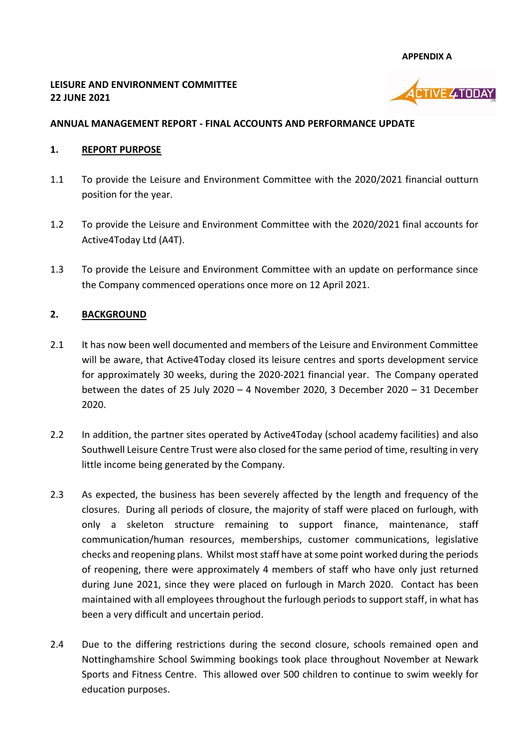**APPENDIX A**

**LEISURE AND ENVIRONMENT COMMITTEE**
**22 JUNE 2021**

**ANNUAL MANAGEMENT REPORT - FINAL ACCOUNTS AND PERFORMANCE UPDATE**

## 1. REPORT PURPOSE

1.1 To provide the Leisure and Environment Committee with the 2020/2021 financial outturn position for the year.

1.2 To provide the Leisure and Environment Committee with the 2020/2021 final accounts for Active4Today Ltd (A4T).

1.3 To provide the Leisure and Environment Committee with an update on performance since the Company commenced operations once more on 12 April 2021.

## 2. BACKGROUND

2.1 It has now been well documented and members of the Leisure and Environment Committee will be aware, that Active4Today closed its leisure centres and sports development service for approximately 30 weeks, during the 2020-2021 financial year. The Company operated between the dates of 25 July 2020 – 4 November 2020, 3 December 2020 – 31 December 2020.

2.2 In addition, the partner sites operated by Active4Today (school academy facilities) and also Southwell Leisure Centre Trust were also closed for the same period of time, resulting in very little income being generated by the Company.

2.3 As expected, the business has been severely affected by the length and frequency of the closures. During all periods of closure, the majority of staff were placed on furlough, with only a skeleton structure remaining to support finance, maintenance, staff communication/human resources, memberships, customer communications, legislative checks and reopening plans. Whilst most staff have at some point worked during the periods of reopening, there were approximately 4 members of staff who have only just returned during June 2021, since they were placed on furlough in March 2020. Contact has been maintained with all employees throughout the furlough periods to support staff, in what has been a very difficult and uncertain period.

2.4 Due to the differing restrictions during the second closure, schools remained open and Nottinghamshire School Swimming bookings took place throughout November at Newark Sports and Fitness Centre. This allowed over 500 children to continue to swim weekly for education purposes.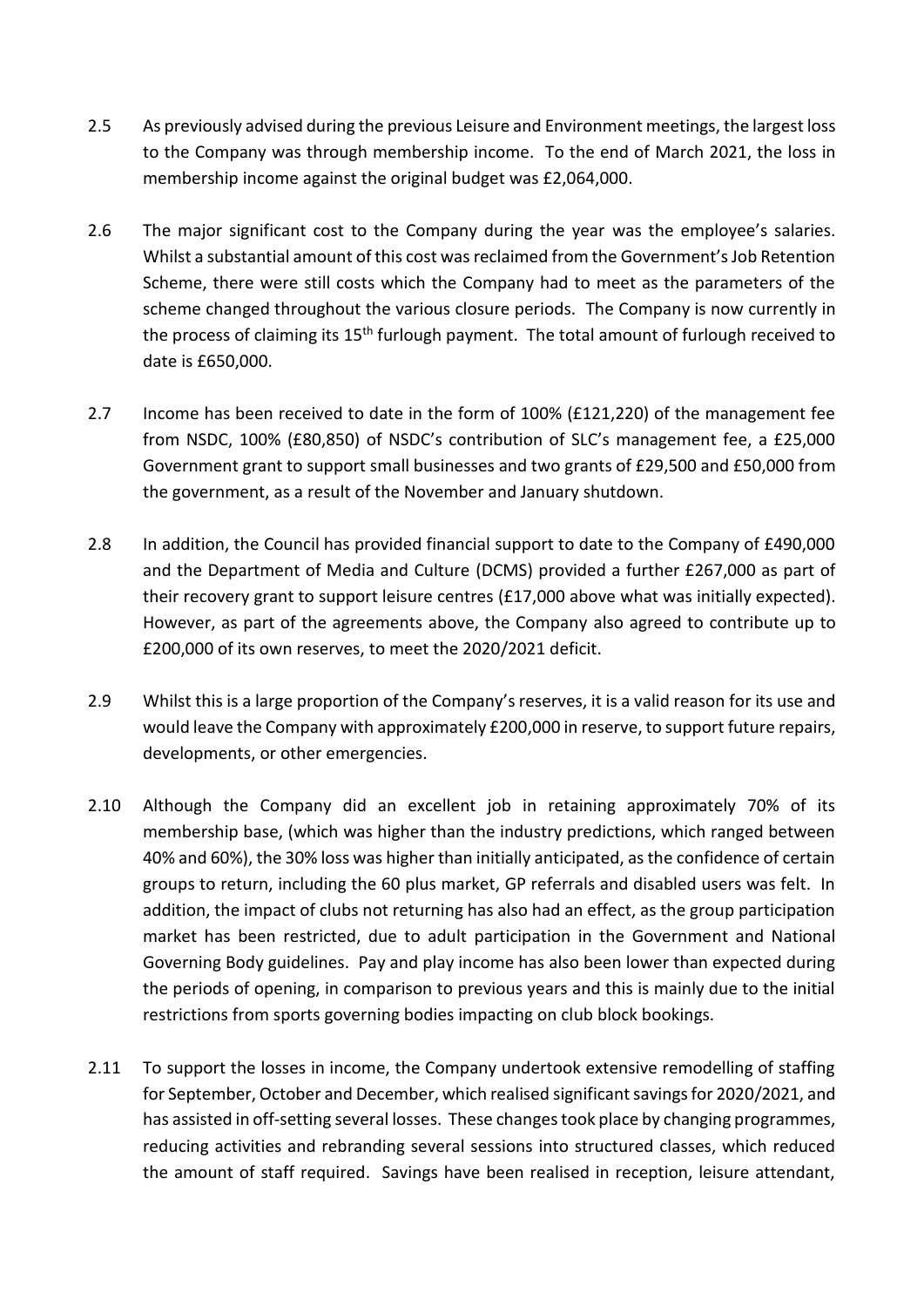2.5 As previously advised during the previous Leisure and Environment meetings, the largest loss to the Company was through membership income. To the end of March 2021, the loss in membership income against the original budget was £2,064,000.

2.6 The major significant cost to the Company during the year was the employee's salaries. Whilst a substantial amount of this cost was reclaimed from the Government's Job Retention Scheme, there were still costs which the Company had to meet as the parameters of the scheme changed throughout the various closure periods. The Company is now currently in the process of claiming its 15th furlough payment. The total amount of furlough received to date is £650,000.

2.7 Income has been received to date in the form of 100% (£121,220) of the management fee from NSDC, 100% (£80,850) of NSDC's contribution of SLC's management fee, a £25,000 Government grant to support small businesses and two grants of £29,500 and £50,000 from the government, as a result of the November and January shutdown.

2.8 In addition, the Council has provided financial support to date to the Company of £490,000 and the Department of Media and Culture (DCMS) provided a further £267,000 as part of their recovery grant to support leisure centres (£17,000 above what was initially expected). However, as part of the agreements above, the Company also agreed to contribute up to £200,000 of its own reserves, to meet the 2020/2021 deficit.

2.9 Whilst this is a large proportion of the Company's reserves, it is a valid reason for its use and would leave the Company with approximately £200,000 in reserve, to support future repairs, developments, or other emergencies.

2.10 Although the Company did an excellent job in retaining approximately 70% of its membership base, (which was higher than the industry predictions, which ranged between 40% and 60%), the 30% loss was higher than initially anticipated, as the confidence of certain groups to return, including the 60 plus market, GP referrals and disabled users was felt. In addition, the impact of clubs not returning has also had an effect, as the group participation market has been restricted, due to adult participation in the Government and National Governing Body guidelines. Pay and play income has also been lower than expected during the periods of opening, in comparison to previous years and this is mainly due to the initial restrictions from sports governing bodies impacting on club block bookings.

2.11 To support the losses in income, the Company undertook extensive remodelling of staffing for September, October and December, which realised significant savings for 2020/2021, and has assisted in off-setting several losses. These changes took place by changing programmes, reducing activities and rebranding several sessions into structured classes, which reduced the amount of staff required. Savings have been realised in reception, leisure attendant,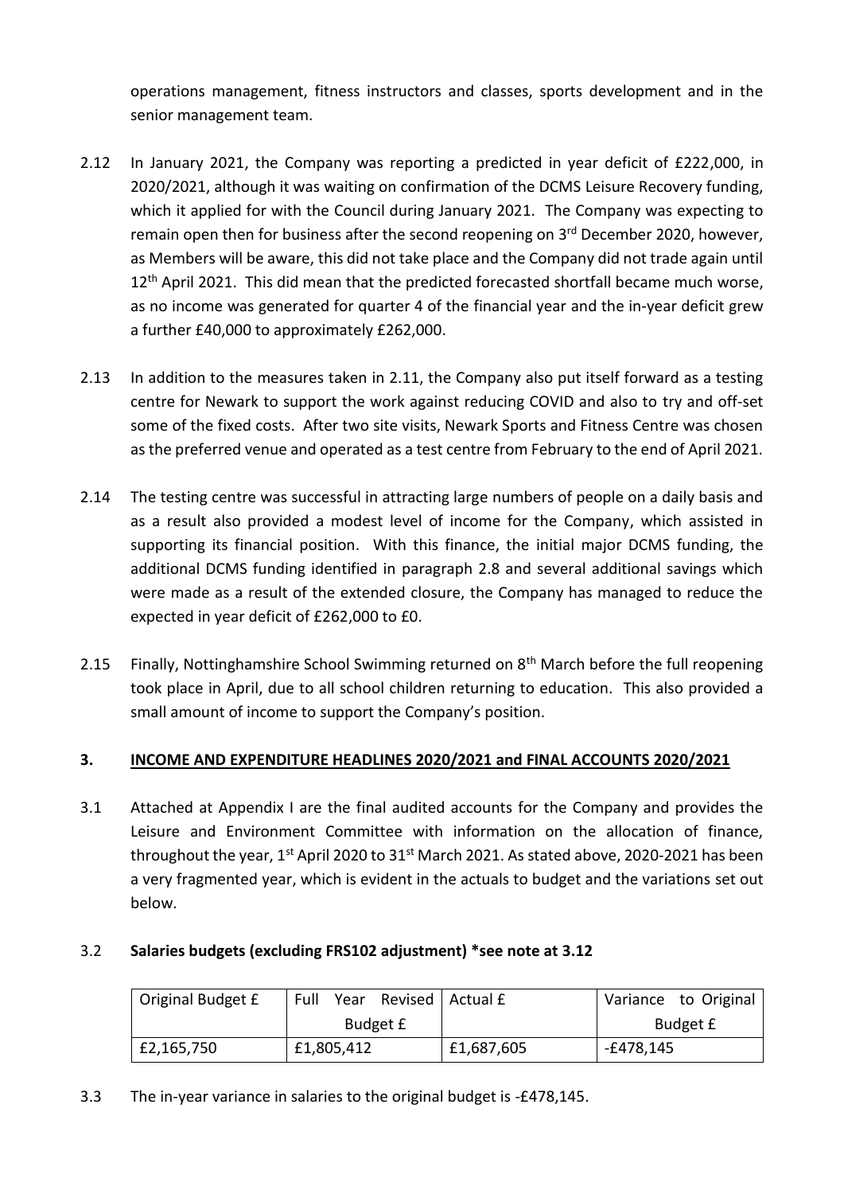operations management, fitness instructors and classes, sports development and in the senior management team.

2.12 In January 2021, the Company was reporting a predicted in year deficit of £222,000, in 2020/2021, although it was waiting on confirmation of the DCMS Leisure Recovery funding, which it applied for with the Council during January 2021. The Company was expecting to remain open then for business after the second reopening on 3rd December 2020, however, as Members will be aware, this did not take place and the Company did not trade again until 12th April 2021. This did mean that the predicted forecasted shortfall became much worse, as no income was generated for quarter 4 of the financial year and the in-year deficit grew a further £40,000 to approximately £262,000.

2.13 In addition to the measures taken in 2.11, the Company also put itself forward as a testing centre for Newark to support the work against reducing COVID and also to try and off-set some of the fixed costs. After two site visits, Newark Sports and Fitness Centre was chosen as the preferred venue and operated as a test centre from February to the end of April 2021.

2.14 The testing centre was successful in attracting large numbers of people on a daily basis and as a result also provided a modest level of income for the Company, which assisted in supporting its financial position. With this finance, the initial major DCMS funding, the additional DCMS funding identified in paragraph 2.8 and several additional savings which were made as a result of the extended closure, the Company has managed to reduce the expected in year deficit of £262,000 to £0.

2.15 Finally, Nottinghamshire School Swimming returned on 8th March before the full reopening took place in April, due to all school children returning to education. This also provided a small amount of income to support the Company's position.

## 3. INCOME AND EXPENDITURE HEADLINES 2020/2021 and FINAL ACCOUNTS 2020/2021

3.1 Attached at Appendix I are the final audited accounts for the Company and provides the Leisure and Environment Committee with information on the allocation of finance, throughout the year, 1st April 2020 to 31st March 2021. As stated above, 2020-2021 has been a very fragmented year, which is evident in the actuals to budget and the variations set out below.

3.2 **Salaries budgets (excluding FRS102 adjustment) *see note at 3.12**

| Original Budget £ | Full Year Revised Budget £ | Actual £ | Variance to Original Budget £ |
|---|---|---|---|
| £2,165,750 | £1,805,412 | £1,687,605 | -£478,145 |

3.3 The in-year variance in salaries to the original budget is -£478,145.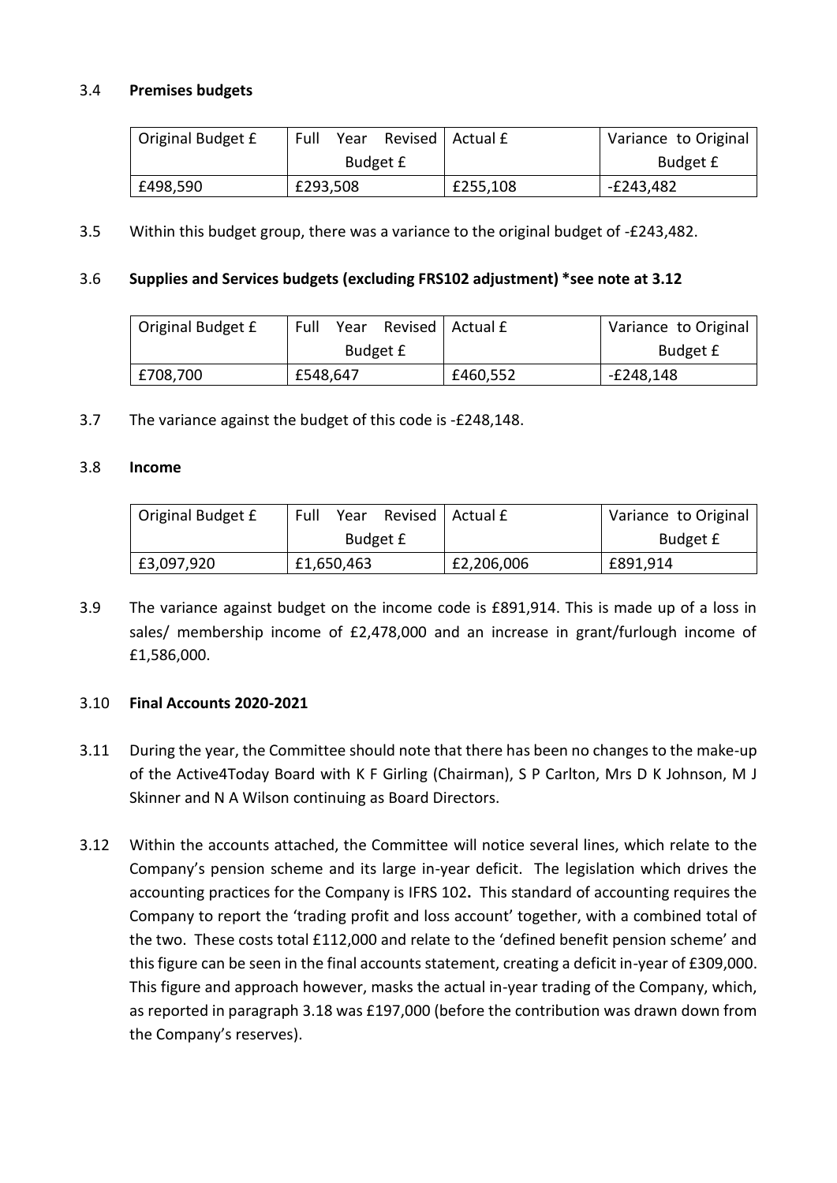3.4 **Premises budgets**

| Original Budget £ | Full Year Revised Budget £ | Actual £ | Variance to Original Budget £ |
|---|---|---|---|
| £498,590 | £293,508 | £255,108 | -£243,482 |

3.5 Within this budget group, there was a variance to the original budget of -£243,482.

3.6 **Supplies and Services budgets (excluding FRS102 adjustment) *see note at 3.12**

| Original Budget £ | Full Year Revised Budget £ | Actual £ | Variance to Original Budget £ |
|---|---|---|---|
| £708,700 | £548,647 | £460,552 | -£248,148 |

3.7 The variance against the budget of this code is -£248,148.

3.8 **Income**

| Original Budget £ | Full Year Revised Budget £ | Actual £ | Variance to Original Budget £ |
|---|---|---|---|
| £3,097,920 | £1,650,463 | £2,206,006 | £891,914 |

3.9 The variance against budget on the income code is £891,914. This is made up of a loss in sales/ membership income of £2,478,000 and an increase in grant/furlough income of £1,586,000.

3.10 **Final Accounts 2020-2021**

3.11 During the year, the Committee should note that there has been no changes to the make-up of the Active4Today Board with K F Girling (Chairman), S P Carlton, Mrs D K Johnson, M J Skinner and N A Wilson continuing as Board Directors.

3.12 Within the accounts attached, the Committee will notice several lines, which relate to the Company's pension scheme and its large in-year deficit. The legislation which drives the accounting practices for the Company is IFRS 102**.** This standard of accounting requires the Company to report the 'trading profit and loss account' together, with a combined total of the two. These costs total £112,000 and relate to the 'defined benefit pension scheme' and this figure can be seen in the final accounts statement, creating a deficit in-year of £309,000. This figure and approach however, masks the actual in-year trading of the Company, which, as reported in paragraph 3.18 was £197,000 (before the contribution was drawn down from the Company's reserves).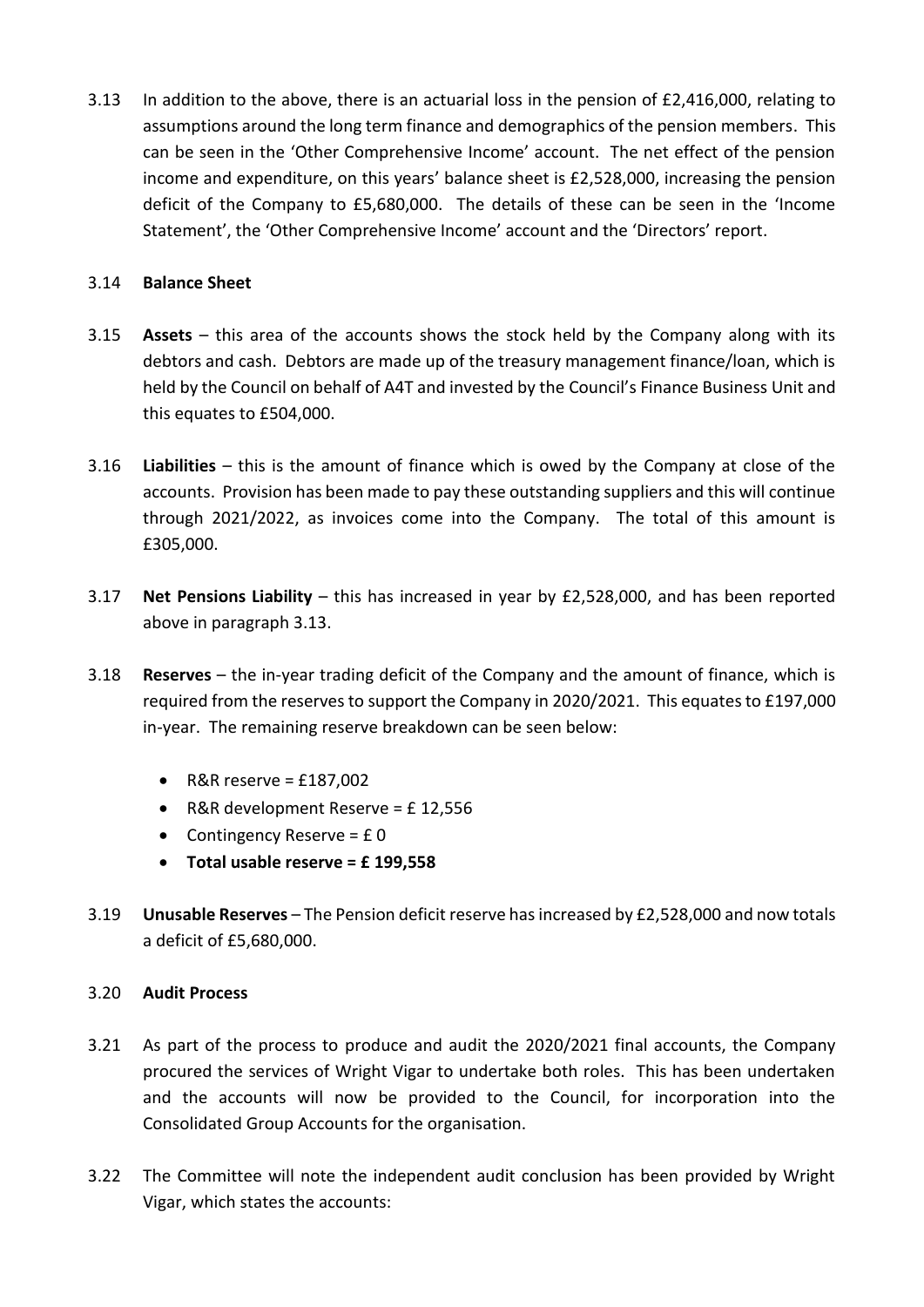3.13 In addition to the above, there is an actuarial loss in the pension of £2,416,000, relating to assumptions around the long term finance and demographics of the pension members. This can be seen in the 'Other Comprehensive Income' account. The net effect of the pension income and expenditure, on this years' balance sheet is £2,528,000, increasing the pension deficit of the Company to £5,680,000. The details of these can be seen in the 'Income Statement', the 'Other Comprehensive Income' account and the 'Directors' report.

3.14 **Balance Sheet**

3.15 **Assets** – this area of the accounts shows the stock held by the Company along with its debtors and cash. Debtors are made up of the treasury management finance/loan, which is held by the Council on behalf of A4T and invested by the Council's Finance Business Unit and this equates to £504,000.

3.16 **Liabilities** – this is the amount of finance which is owed by the Company at close of the accounts. Provision has been made to pay these outstanding suppliers and this will continue through 2021/2022, as invoices come into the Company. The total of this amount is £305,000.

3.17 **Net Pensions Liability** – this has increased in year by £2,528,000, and has been reported above in paragraph 3.13.

3.18 **Reserves** – the in-year trading deficit of the Company and the amount of finance, which is required from the reserves to support the Company in 2020/2021. This equates to £197,000 in-year. The remaining reserve breakdown can be seen below:

- R&R reserve = £187,002
- R&R development Reserve = £ 12,556
- Contingency Reserve = £ 0
- **Total usable reserve = £ 199,558**

3.19 **Unusable Reserves** – The Pension deficit reserve has increased by £2,528,000 and now totals a deficit of £5,680,000.

3.20 **Audit Process**

3.21 As part of the process to produce and audit the 2020/2021 final accounts, the Company procured the services of Wright Vigar to undertake both roles. This has been undertaken and the accounts will now be provided to the Council, for incorporation into the Consolidated Group Accounts for the organisation.

3.22 The Committee will note the independent audit conclusion has been provided by Wright Vigar, which states the accounts: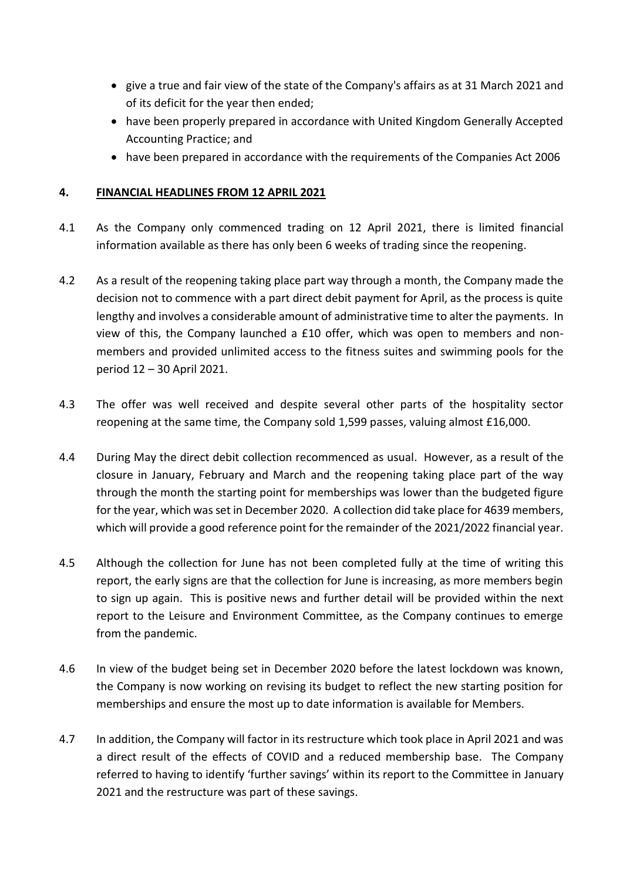- give a true and fair view of the state of the Company's affairs as at 31 March 2021 and of its deficit for the year then ended;
- have been properly prepared in accordance with United Kingdom Generally Accepted Accounting Practice; and
- have been prepared in accordance with the requirements of the Companies Act 2006

## 4. FINANCIAL HEADLINES FROM 12 APRIL 2021

4.1 As the Company only commenced trading on 12 April 2021, there is limited financial information available as there has only been 6 weeks of trading since the reopening.

4.2 As a result of the reopening taking place part way through a month, the Company made the decision not to commence with a part direct debit payment for April, as the process is quite lengthy and involves a considerable amount of administrative time to alter the payments. In view of this, the Company launched a £10 offer, which was open to members and non-members and provided unlimited access to the fitness suites and swimming pools for the period 12 – 30 April 2021.

4.3 The offer was well received and despite several other parts of the hospitality sector reopening at the same time, the Company sold 1,599 passes, valuing almost £16,000.

4.4 During May the direct debit collection recommenced as usual. However, as a result of the closure in January, February and March and the reopening taking place part of the way through the month the starting point for memberships was lower than the budgeted figure for the year, which was set in December 2020. A collection did take place for 4639 members, which will provide a good reference point for the remainder of the 2021/2022 financial year.

4.5 Although the collection for June has not been completed fully at the time of writing this report, the early signs are that the collection for June is increasing, as more members begin to sign up again. This is positive news and further detail will be provided within the next report to the Leisure and Environment Committee, as the Company continues to emerge from the pandemic.

4.6 In view of the budget being set in December 2020 before the latest lockdown was known, the Company is now working on revising its budget to reflect the new starting position for memberships and ensure the most up to date information is available for Members.

4.7 In addition, the Company will factor in its restructure which took place in April 2021 and was a direct result of the effects of COVID and a reduced membership base. The Company referred to having to identify 'further savings' within its report to the Committee in January 2021 and the restructure was part of these savings.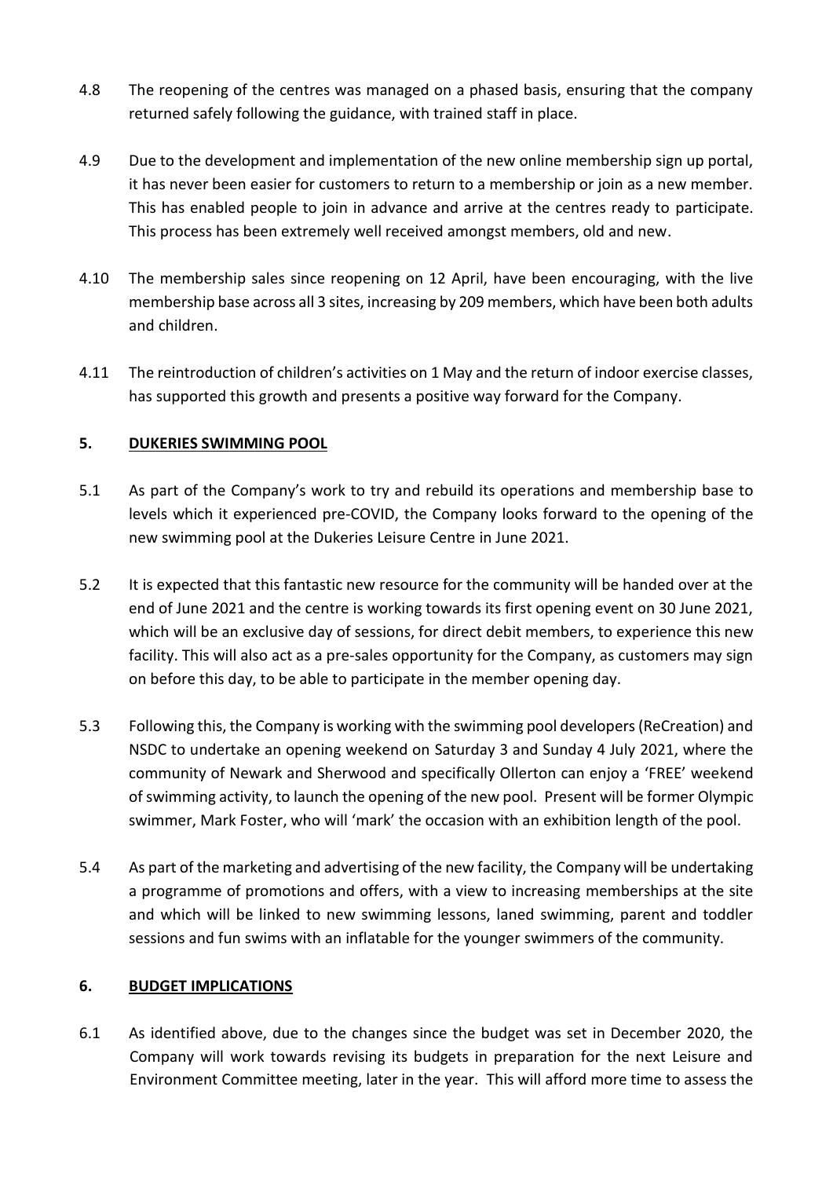4.8 The reopening of the centres was managed on a phased basis, ensuring that the company returned safely following the guidance, with trained staff in place.

4.9 Due to the development and implementation of the new online membership sign up portal, it has never been easier for customers to return to a membership or join as a new member. This has enabled people to join in advance and arrive at the centres ready to participate. This process has been extremely well received amongst members, old and new.

4.10 The membership sales since reopening on 12 April, have been encouraging, with the live membership base across all 3 sites, increasing by 209 members, which have been both adults and children.

4.11 The reintroduction of children's activities on 1 May and the return of indoor exercise classes, has supported this growth and presents a positive way forward for the Company.

## 5. DUKERIES SWIMMING POOL

5.1 As part of the Company's work to try and rebuild its operations and membership base to levels which it experienced pre-COVID, the Company looks forward to the opening of the new swimming pool at the Dukeries Leisure Centre in June 2021.

5.2 It is expected that this fantastic new resource for the community will be handed over at the end of June 2021 and the centre is working towards its first opening event on 30 June 2021, which will be an exclusive day of sessions, for direct debit members, to experience this new facility. This will also act as a pre-sales opportunity for the Company, as customers may sign on before this day, to be able to participate in the member opening day.

5.3 Following this, the Company is working with the swimming pool developers (ReCreation) and NSDC to undertake an opening weekend on Saturday 3 and Sunday 4 July 2021, where the community of Newark and Sherwood and specifically Ollerton can enjoy a 'FREE' weekend of swimming activity, to launch the opening of the new pool. Present will be former Olympic swimmer, Mark Foster, who will 'mark' the occasion with an exhibition length of the pool.

5.4 As part of the marketing and advertising of the new facility, the Company will be undertaking a programme of promotions and offers, with a view to increasing memberships at the site and which will be linked to new swimming lessons, laned swimming, parent and toddler sessions and fun swims with an inflatable for the younger swimmers of the community.

## 6. BUDGET IMPLICATIONS

6.1 As identified above, due to the changes since the budget was set in December 2020, the Company will work towards revising its budgets in preparation for the next Leisure and Environment Committee meeting, later in the year. This will afford more time to assess the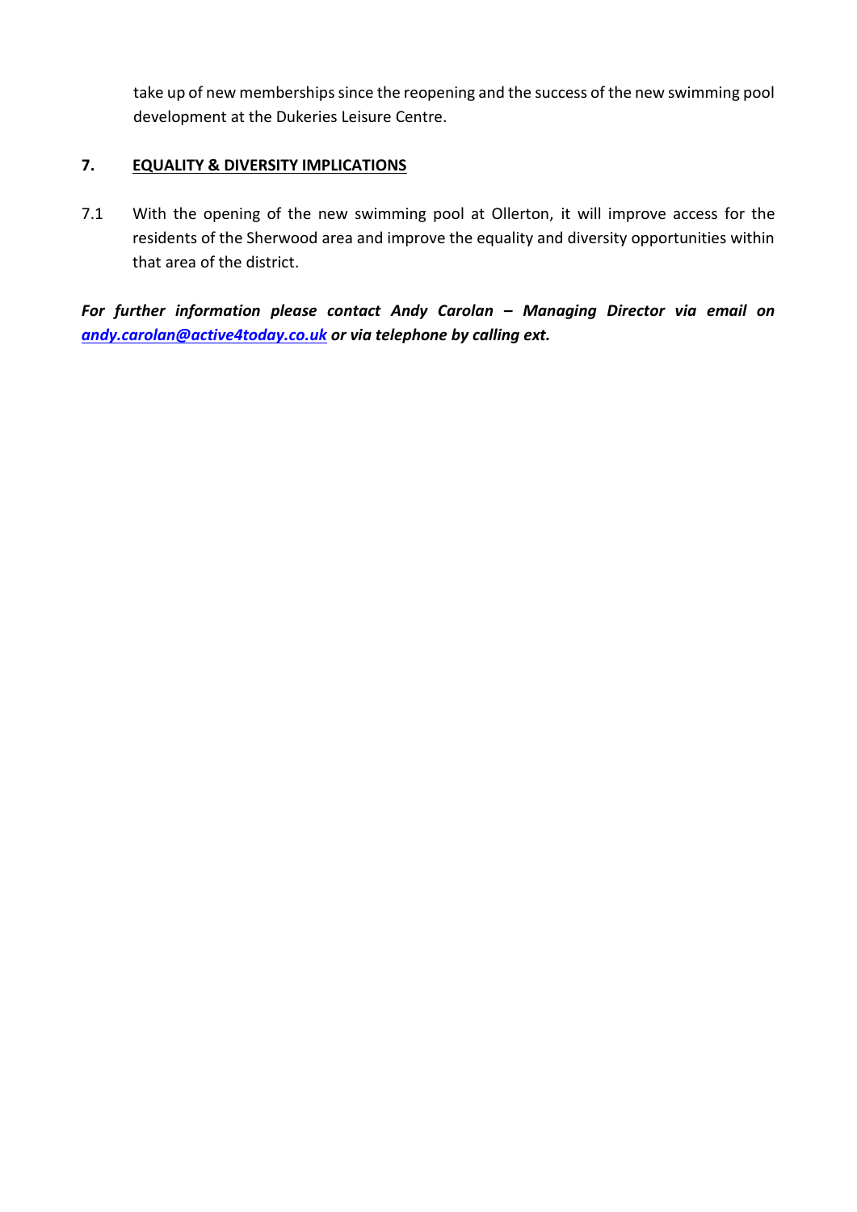take up of new memberships since the reopening and the success of the new swimming pool development at the Dukeries Leisure Centre.

## 7. EQUALITY & DIVERSITY IMPLICATIONS

7.1 With the opening of the new swimming pool at Ollerton, it will improve access for the residents of the Sherwood area and improve the equality and diversity opportunities within that area of the district.

***For further information please contact Andy Carolan – Managing Director via email on [andy.carolan@active4today.co.uk](mailto:andy.carolan@active4today.co.uk) or via telephone by calling ext.***